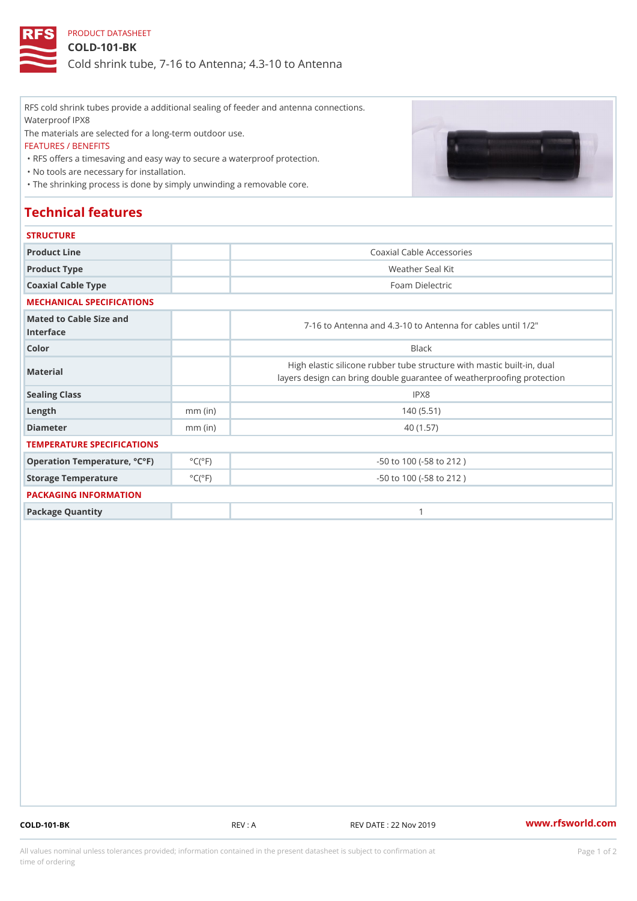PRODUCT DATASHEET

# COLD-101-BK

Cold shrink tube, 7-16 to Antenna; 4.3-10 to Antenna

RFS cold shrink tubes provide a additional sealing of feeder and antenna connections.
Waterproof IPX8
The materials are selected for a long-term outdoor use.

FEATURES / BENEFITS

- RFS offers a timesaving and easy way to secure a waterproof protection.
- No tools are necessary for installation.
- The shrinking process is done by simply unwinding a removable core.

## Technical features

### STRUCTURE

| | | |
|---|---|---|
| Product Line | | Coaxial Cable Accessories |
| Product Type | | Weather Seal Kit |
| Coaxial Cable Type | | Foam Dielectric |

### MECHANICAL SPECIFICATIONS

| | | |
|---|---|---|
| Mated to Cable Size and Interface | | 7-16 to Antenna and 4.3-10 to Antenna for cables until 1/2" |
| Color | | Black |
| Material | | High elastic silicone rubber tube structure with mastic built-in, dual layers design can bring double guarantee of weatherproofing protection |
| Sealing Class | | IPX8 |
| Length | mm (in) | 140 (5.51) |
| Diameter | mm (in) | 40 (1.57) |

### TEMPERATURE SPECIFICATIONS

| | | |
|---|---|---|
| Operation Temperature, °C°F) | °C(°F) | -50 to 100 (-58 to 212 ) |
| Storage Temperature | °C(°F) | -50 to 100 (-58 to 212 ) |

### PACKAGING INFORMATION

| | | |
|---|---|---|
| Package Quantity | | 1 |

COLD-101-BK REV : A REV DATE : 22 Nov 2019 www.rfsworld.com

All values nominal unless tolerances provided; information contained in the present datasheet is subject to confirmation at time of ordering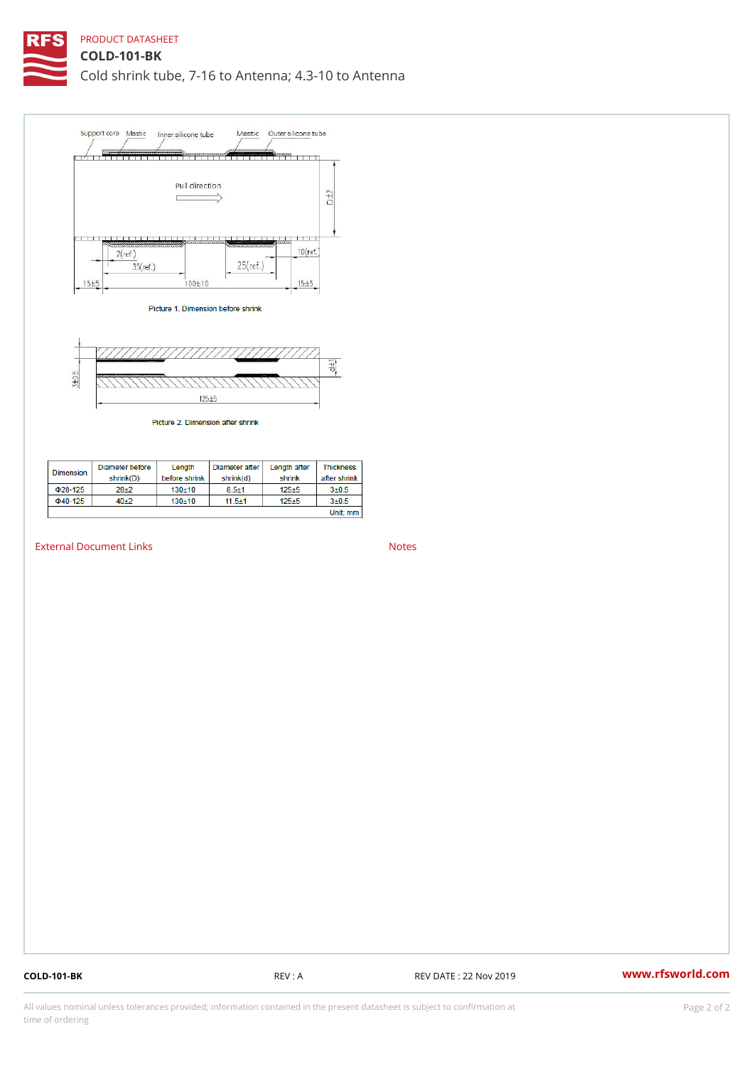PRODUCT DATASHEET

# COLD-101-BK

Cold shrink tube, 7-16 to Antenna; 4.3-10 to Antenna

Support core Mastic Inner silicone tube Mastic Outer silicone tube

Pull direction

D±2

2(ref.)

35(ref.)

25(ref.)

10(ref.)

15±5 100±10 15±5

Picture 1. Dimension before shrink

3±0.5

d±1

125±5

Picture 2. Dimension after shrink

| Dimension | Diameter before shrink(D) | Length before shrink | Diameter after shrink(d) | Length after shrink | Thickness after shrink |
|---|---|---|---|---|---|
| Φ28-125 | 28±2 | 130±10 | 8.5±1 | 125±5 | 3±0.5 |
| Φ40-125 | 40±2 | 130±10 | 11.5±1 | 125±5 | 3±0.5 |
| | | | | | Unit: mm |

External Document Links

Notes

COLD-101-BK REV : A REV DATE : 22 Nov 2019 www.rfsworld.com

All values nominal unless tolerances provided; information contained in the present datasheet is subject to confirmation at time of ordering